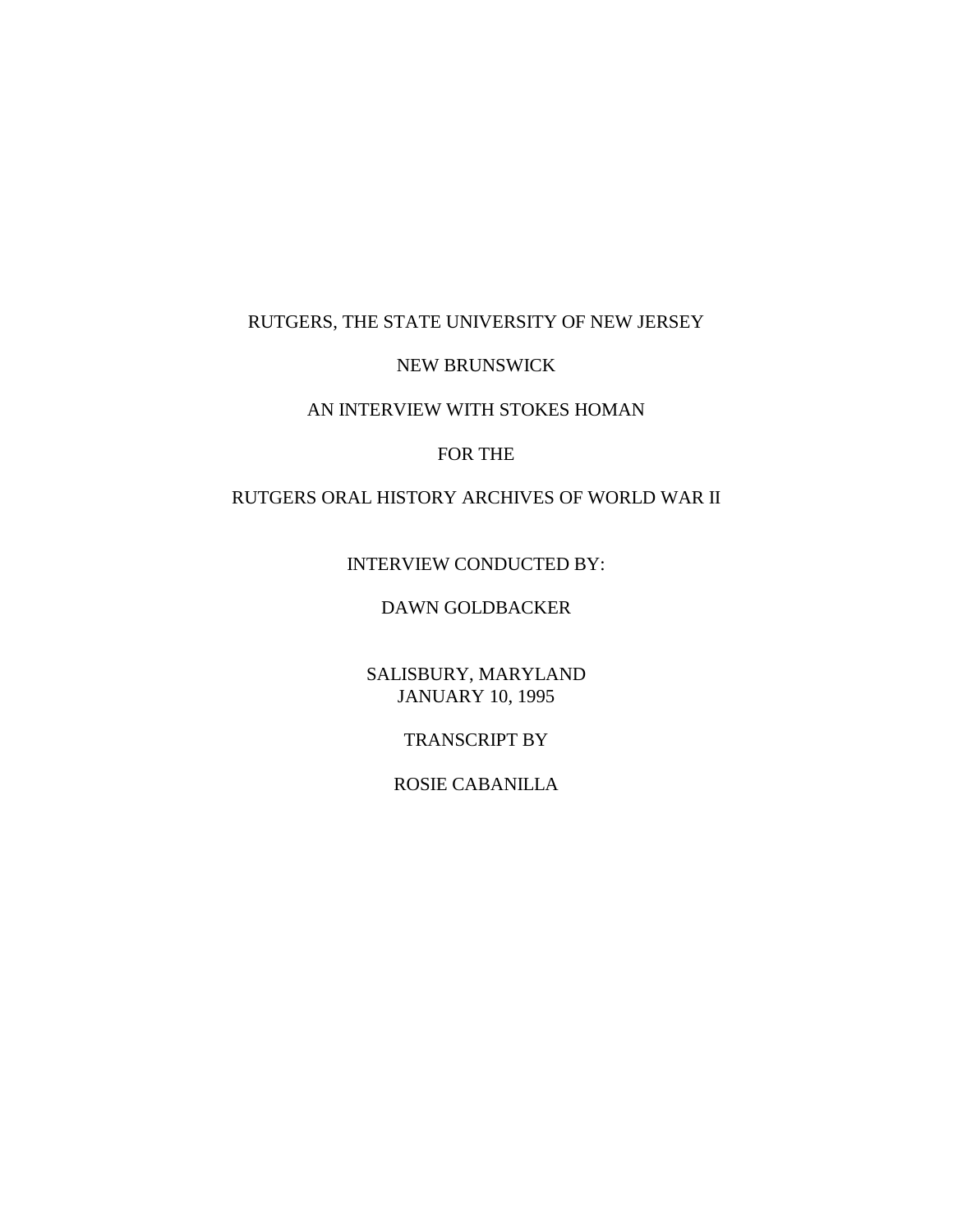RUTGERS, THE STATE UNIVERSITY OF NEW JERSEY

NEW BRUNSWICK

AN INTERVIEW WITH STOKES HOMAN

FOR THE

RUTGERS ORAL HISTORY ARCHIVES OF WORLD WAR II

INTERVIEW CONDUCTED BY:

DAWN GOLDBACKER

SALISBURY, MARYLAND
JANUARY 10, 1995

TRANSCRIPT BY

ROSIE CABANILLA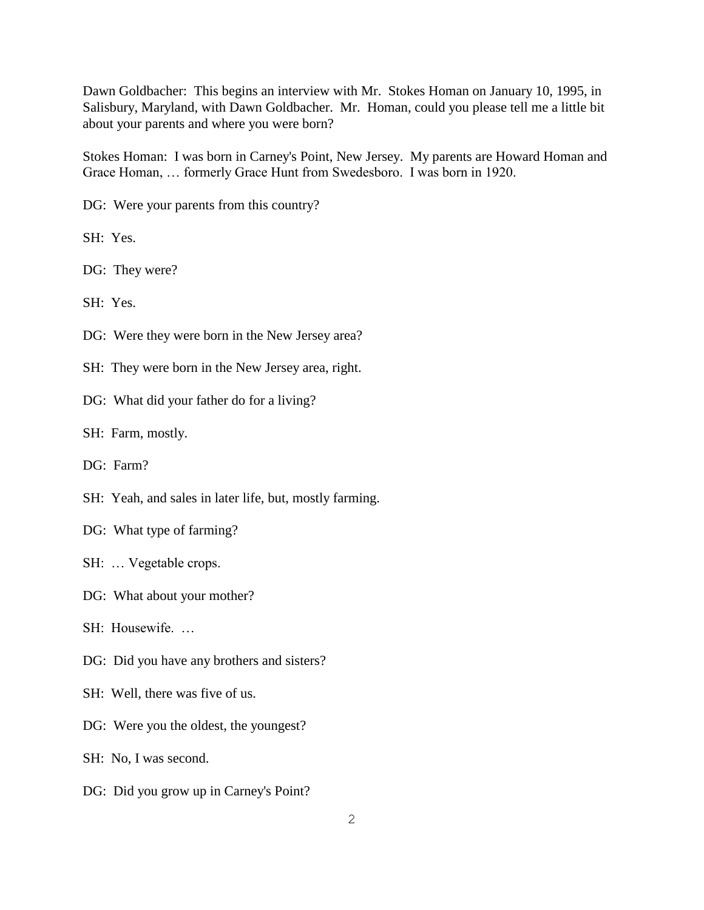Dawn Goldbacher: This begins an interview with Mr. Stokes Homan on January 10, 1995, in Salisbury, Maryland, with Dawn Goldbacher. Mr. Homan, could you please tell me a little bit about your parents and where you were born?

Stokes Homan: I was born in Carney's Point, New Jersey. My parents are Howard Homan and Grace Homan, … formerly Grace Hunt from Swedesboro. I was born in 1920.

DG: Were your parents from this country?

SH: Yes.

DG: They were?

SH: Yes.

DG: Were they were born in the New Jersey area?

SH: They were born in the New Jersey area, right.

DG: What did your father do for a living?

SH: Farm, mostly.

DG: Farm?

SH: Yeah, and sales in later life, but, mostly farming.

DG: What type of farming?

SH: … Vegetable crops.

DG: What about your mother?

SH: Housewife. …

DG: Did you have any brothers and sisters?

SH: Well, there was five of us.

DG: Were you the oldest, the youngest?

SH: No, I was second.

DG: Did you grow up in Carney's Point?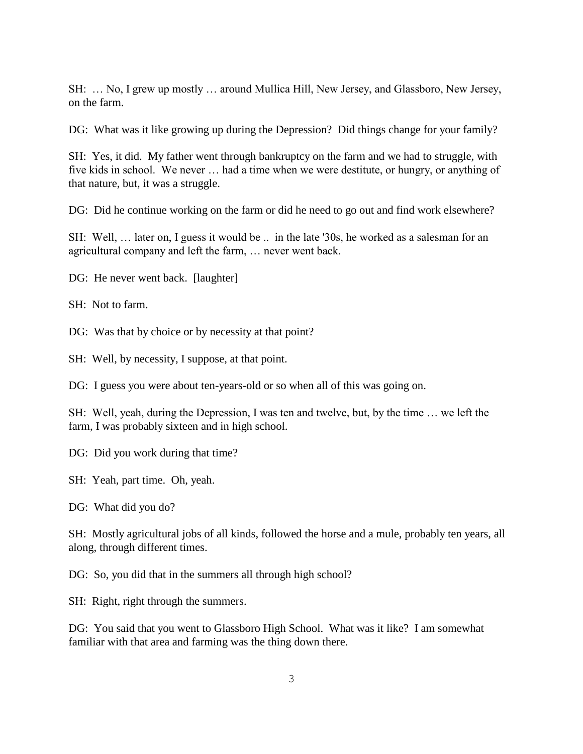SH: … No, I grew up mostly … around Mullica Hill, New Jersey, and Glassboro, New Jersey, on the farm.

DG: What was it like growing up during the Depression? Did things change for your family?

SH: Yes, it did. My father went through bankruptcy on the farm and we had to struggle, with five kids in school. We never … had a time when we were destitute, or hungry, or anything of that nature, but, it was a struggle.

DG: Did he continue working on the farm or did he need to go out and find work elsewhere?

SH: Well, … later on, I guess it would be .. in the late '30s, he worked as a salesman for an agricultural company and left the farm, … never went back.

DG: He never went back. [laughter]

SH: Not to farm.

DG: Was that by choice or by necessity at that point?

SH: Well, by necessity, I suppose, at that point.

DG: I guess you were about ten-years-old or so when all of this was going on.

SH: Well, yeah, during the Depression, I was ten and twelve, but, by the time … we left the farm, I was probably sixteen and in high school.

DG: Did you work during that time?

SH: Yeah, part time. Oh, yeah.

DG: What did you do?

SH: Mostly agricultural jobs of all kinds, followed the horse and a mule, probably ten years, all along, through different times.

DG: So, you did that in the summers all through high school?

SH: Right, right through the summers.

DG: You said that you went to Glassboro High School. What was it like? I am somewhat familiar with that area and farming was the thing down there.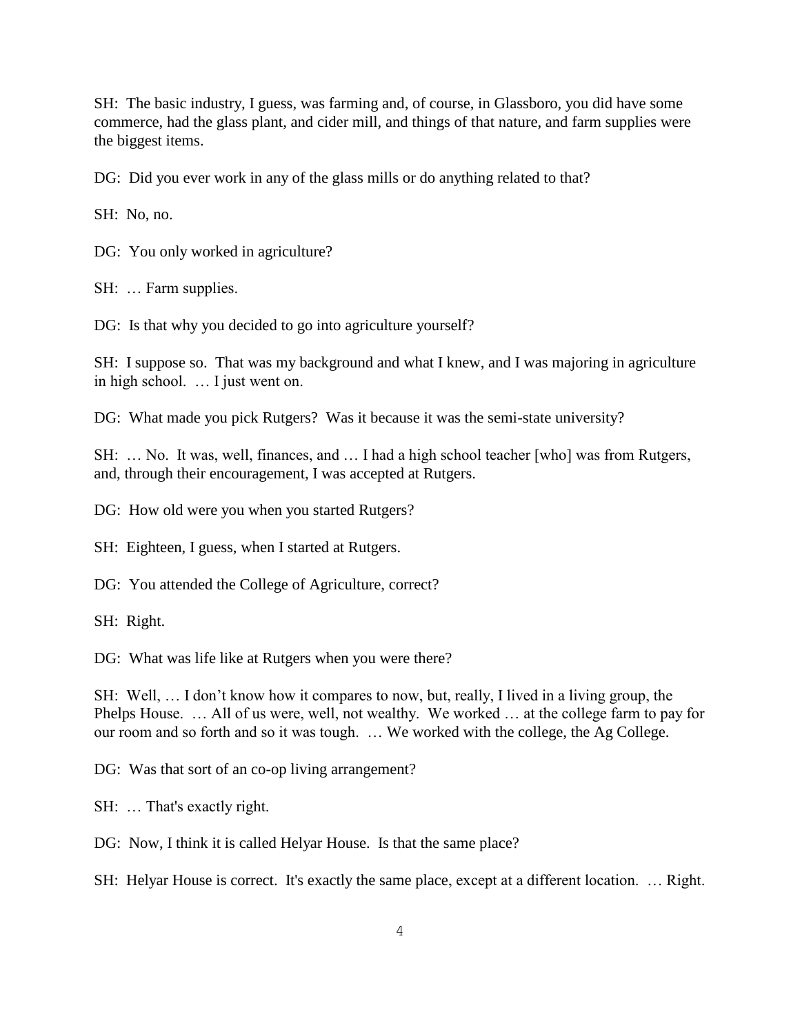SH: The basic industry, I guess, was farming and, of course, in Glassboro, you did have some commerce, had the glass plant, and cider mill, and things of that nature, and farm supplies were the biggest items.

DG: Did you ever work in any of the glass mills or do anything related to that?

SH: No, no.

DG: You only worked in agriculture?

SH: … Farm supplies.

DG: Is that why you decided to go into agriculture yourself?

SH: I suppose so. That was my background and what I knew, and I was majoring in agriculture in high school. … I just went on.

DG: What made you pick Rutgers? Was it because it was the semi-state university?

SH: … No. It was, well, finances, and … I had a high school teacher [who] was from Rutgers, and, through their encouragement, I was accepted at Rutgers.

DG: How old were you when you started Rutgers?

SH: Eighteen, I guess, when I started at Rutgers.

DG: You attended the College of Agriculture, correct?

SH: Right.

DG: What was life like at Rutgers when you were there?

SH: Well, … I don't know how it compares to now, but, really, I lived in a living group, the Phelps House. … All of us were, well, not wealthy. We worked … at the college farm to pay for our room and so forth and so it was tough. … We worked with the college, the Ag College.

DG: Was that sort of an co-op living arrangement?

SH: … That's exactly right.

DG: Now, I think it is called Helyar House. Is that the same place?

SH: Helyar House is correct. It's exactly the same place, except at a different location. … Right.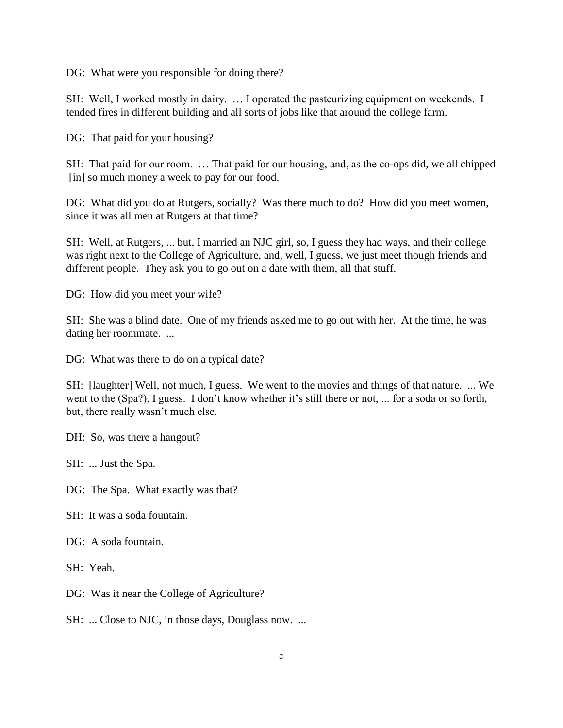DG: What were you responsible for doing there?

SH: Well, I worked mostly in dairy. … I operated the pasteurizing equipment on weekends. I tended fires in different building and all sorts of jobs like that around the college farm.

DG: That paid for your housing?

SH: That paid for our room. … That paid for our housing, and, as the co-ops did, we all chipped [in] so much money a week to pay for our food.

DG: What did you do at Rutgers, socially? Was there much to do? How did you meet women, since it was all men at Rutgers at that time?

SH: Well, at Rutgers, ... but, I married an NJC girl, so, I guess they had ways, and their college was right next to the College of Agriculture, and, well, I guess, we just meet though friends and different people. They ask you to go out on a date with them, all that stuff.

DG: How did you meet your wife?

SH: She was a blind date. One of my friends asked me to go out with her. At the time, he was dating her roommate. ...

DG: What was there to do on a typical date?

SH: [laughter] Well, not much, I guess. We went to the movies and things of that nature. ... We went to the (Spa?), I guess. I don't know whether it's still there or not, ... for a soda or so forth, but, there really wasn't much else.

DH: So, was there a hangout?

SH: ... Just the Spa.

DG: The Spa. What exactly was that?

SH: It was a soda fountain.

DG: A soda fountain.

SH: Yeah.

DG: Was it near the College of Agriculture?

SH: ... Close to NJC, in those days, Douglass now. ...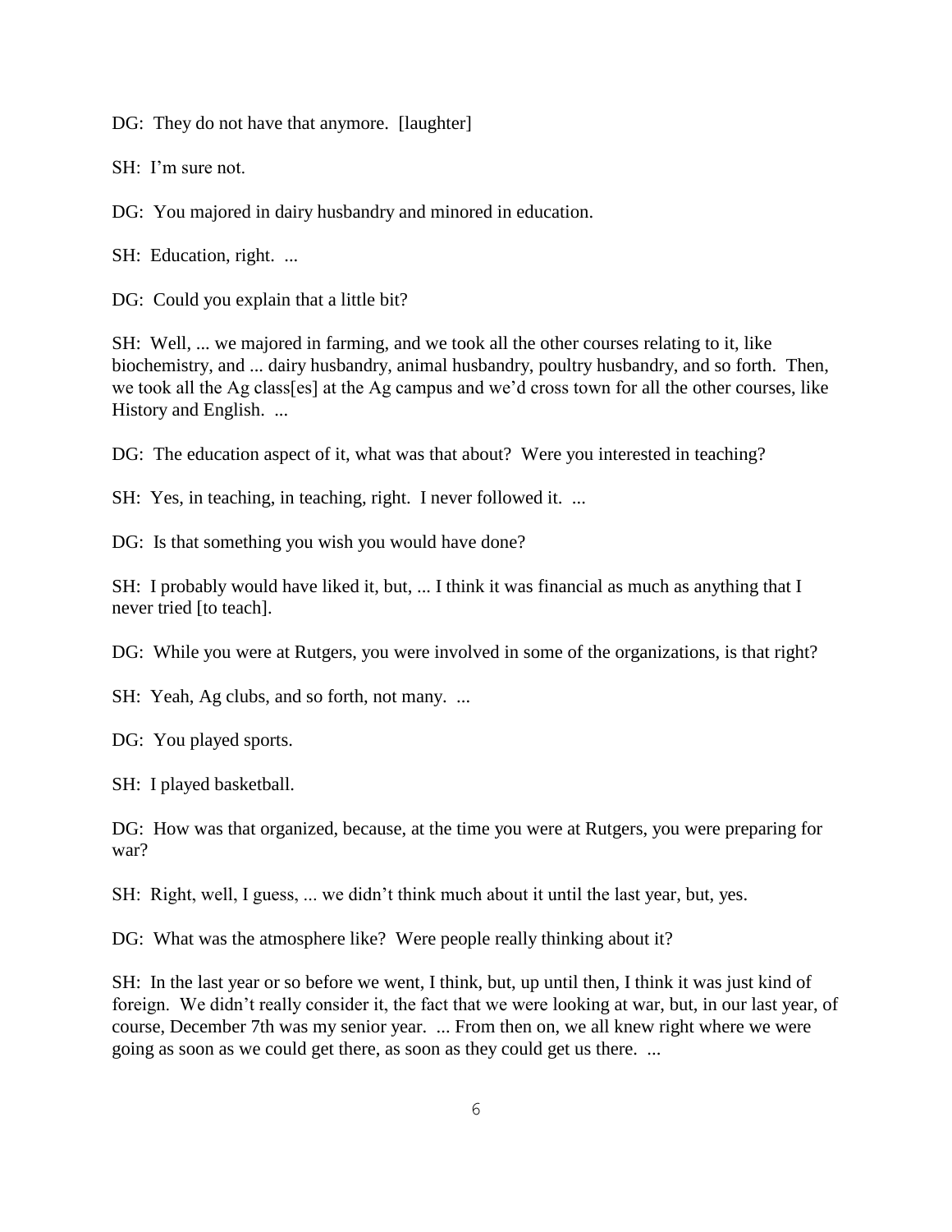DG: They do not have that anymore. [laughter]

SH: I'm sure not.

DG: You majored in dairy husbandry and minored in education.

SH: Education, right. ...

DG: Could you explain that a little bit?

SH: Well, ... we majored in farming, and we took all the other courses relating to it, like biochemistry, and ... dairy husbandry, animal husbandry, poultry husbandry, and so forth. Then, we took all the Ag class[es] at the Ag campus and we'd cross town for all the other courses, like History and English. ...

DG: The education aspect of it, what was that about? Were you interested in teaching?

SH: Yes, in teaching, in teaching, right. I never followed it. ...

DG: Is that something you wish you would have done?

SH: I probably would have liked it, but, ... I think it was financial as much as anything that I never tried [to teach].

DG: While you were at Rutgers, you were involved in some of the organizations, is that right?

SH: Yeah, Ag clubs, and so forth, not many. ...

DG: You played sports.

SH: I played basketball.

DG: How was that organized, because, at the time you were at Rutgers, you were preparing for war?

SH: Right, well, I guess, ... we didn't think much about it until the last year, but, yes.

DG: What was the atmosphere like? Were people really thinking about it?

SH: In the last year or so before we went, I think, but, up until then, I think it was just kind of foreign. We didn't really consider it, the fact that we were looking at war, but, in our last year, of course, December 7th was my senior year. ... From then on, we all knew right where we were going as soon as we could get there, as soon as they could get us there. ...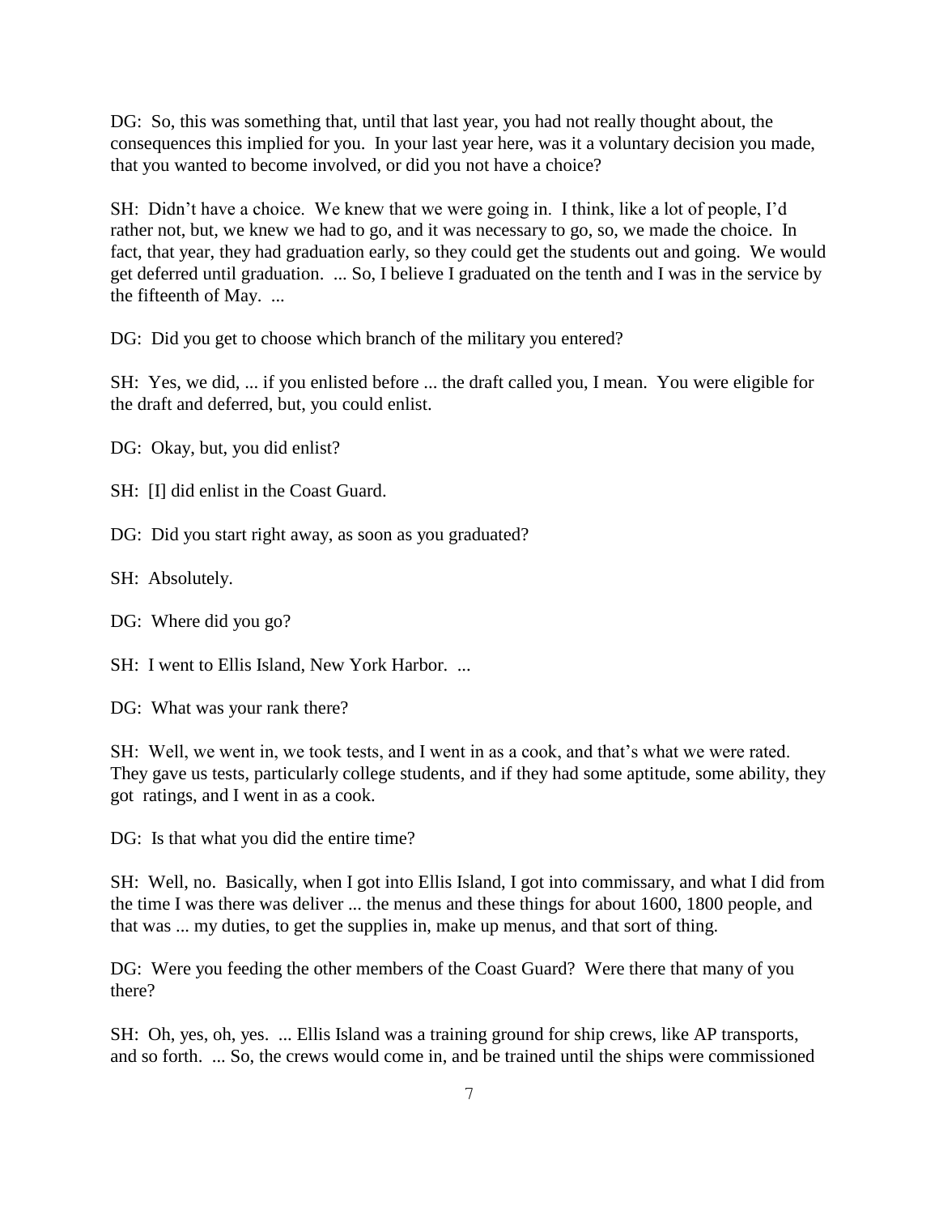DG: So, this was something that, until that last year, you had not really thought about, the consequences this implied for you. In your last year here, was it a voluntary decision you made, that you wanted to become involved, or did you not have a choice?

SH: Didn't have a choice. We knew that we were going in. I think, like a lot of people, I'd rather not, but, we knew we had to go, and it was necessary to go, so, we made the choice. In fact, that year, they had graduation early, so they could get the students out and going. We would get deferred until graduation. ... So, I believe I graduated on the tenth and I was in the service by the fifteenth of May. ...

DG: Did you get to choose which branch of the military you entered?

SH: Yes, we did, ... if you enlisted before ... the draft called you, I mean. You were eligible for the draft and deferred, but, you could enlist.

DG: Okay, but, you did enlist?

SH: [I] did enlist in the Coast Guard.

DG: Did you start right away, as soon as you graduated?

SH: Absolutely.

DG: Where did you go?

SH: I went to Ellis Island, New York Harbor. ...

DG: What was your rank there?

SH: Well, we went in, we took tests, and I went in as a cook, and that's what we were rated. They gave us tests, particularly college students, and if they had some aptitude, some ability, they got ratings, and I went in as a cook.

DG: Is that what you did the entire time?

SH: Well, no. Basically, when I got into Ellis Island, I got into commissary, and what I did from the time I was there was deliver ... the menus and these things for about 1600, 1800 people, and that was ... my duties, to get the supplies in, make up menus, and that sort of thing.

DG: Were you feeding the other members of the Coast Guard? Were there that many of you there?

SH: Oh, yes, oh, yes. ... Ellis Island was a training ground for ship crews, like AP transports, and so forth. ... So, the crews would come in, and be trained until the ships were commissioned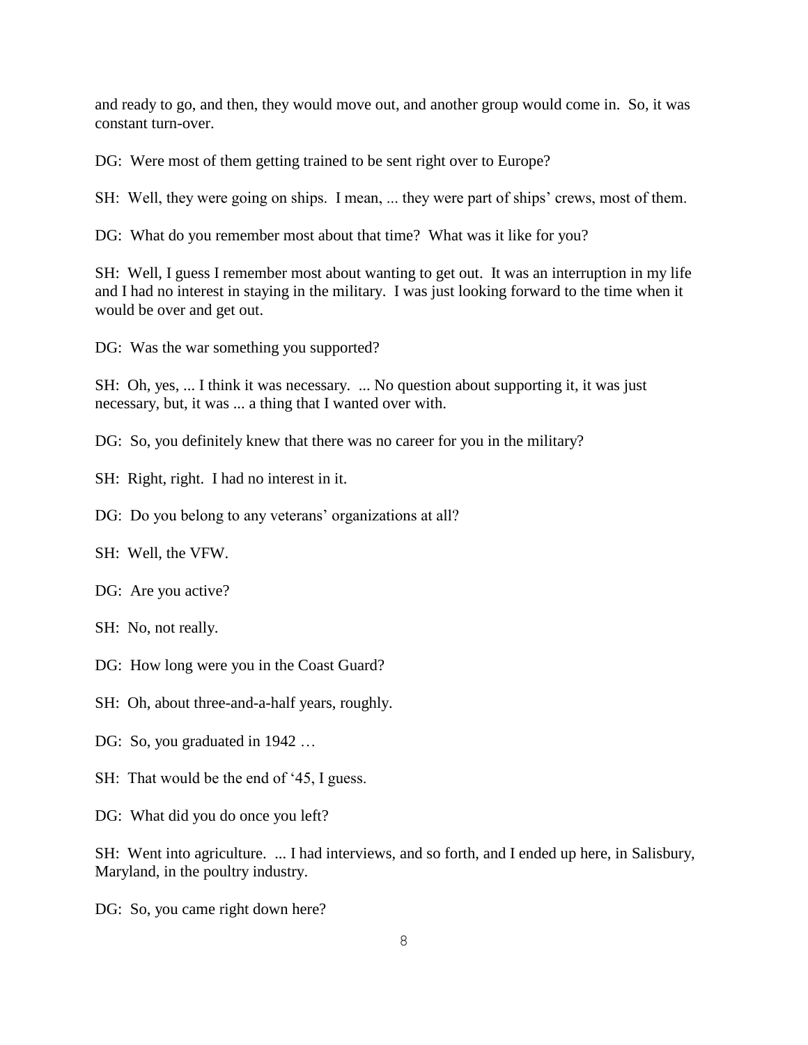and ready to go, and then, they would move out, and another group would come in. So, it was constant turn-over.

DG: Were most of them getting trained to be sent right over to Europe?

SH: Well, they were going on ships. I mean, ... they were part of ships' crews, most of them.

DG: What do you remember most about that time? What was it like for you?

SH: Well, I guess I remember most about wanting to get out. It was an interruption in my life and I had no interest in staying in the military. I was just looking forward to the time when it would be over and get out.

DG: Was the war something you supported?

SH: Oh, yes, ... I think it was necessary. ... No question about supporting it, it was just necessary, but, it was ... a thing that I wanted over with.

DG: So, you definitely knew that there was no career for you in the military?

SH: Right, right. I had no interest in it.

DG: Do you belong to any veterans' organizations at all?

SH: Well, the VFW.

DG: Are you active?

SH: No, not really.

DG: How long were you in the Coast Guard?

SH: Oh, about three-and-a-half years, roughly.

DG: So, you graduated in 1942 …

SH: That would be the end of '45, I guess.

DG: What did you do once you left?

SH: Went into agriculture. ... I had interviews, and so forth, and I ended up here, in Salisbury, Maryland, in the poultry industry.

DG: So, you came right down here?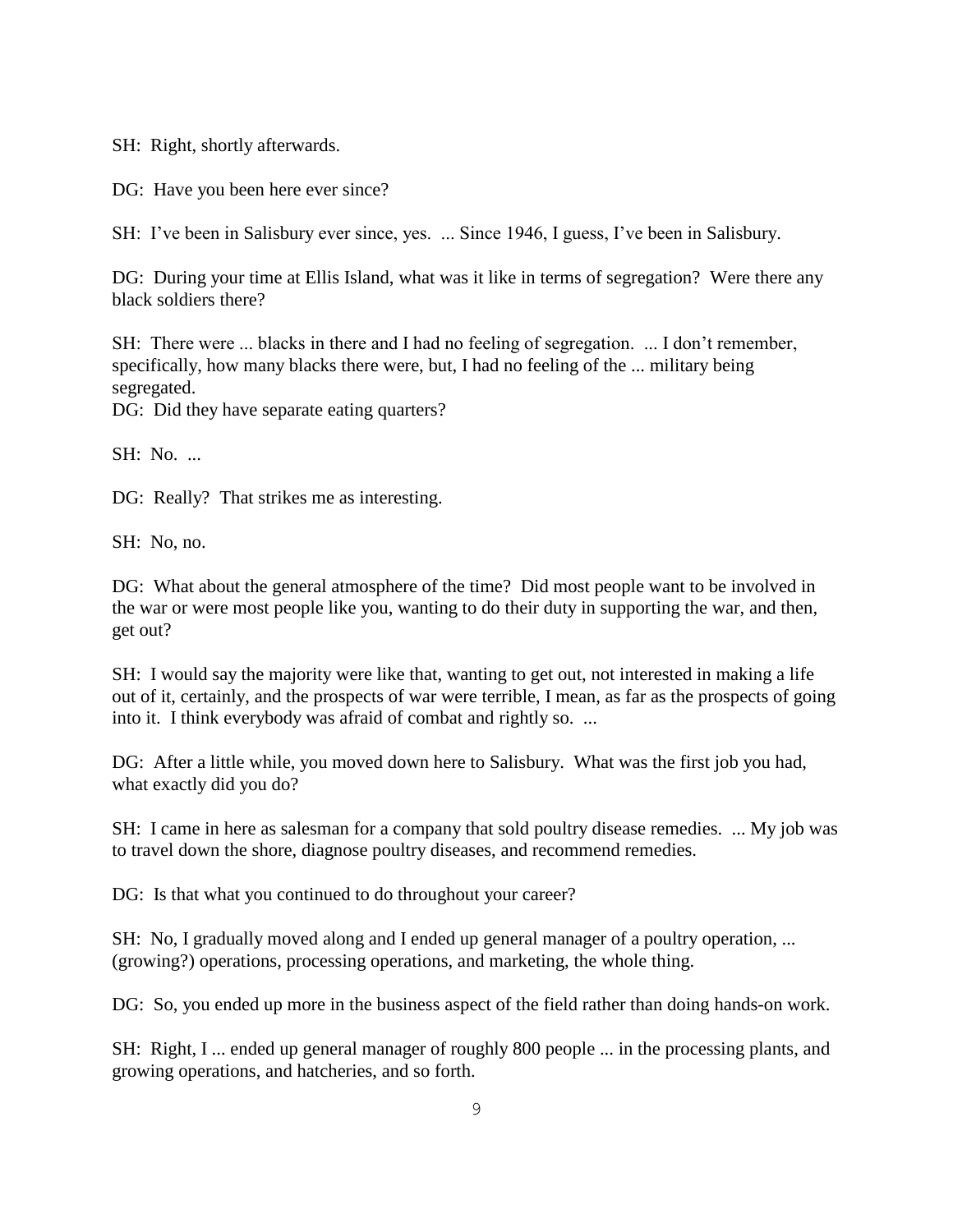SH: Right, shortly afterwards.

DG: Have you been here ever since?

SH: I've been in Salisbury ever since, yes. ... Since 1946, I guess, I've been in Salisbury.

DG: During your time at Ellis Island, what was it like in terms of segregation? Were there any black soldiers there?

SH: There were ... blacks in there and I had no feeling of segregation. ... I don't remember, specifically, how many blacks there were, but, I had no feeling of the ... military being segregated.

DG: Did they have separate eating quarters?

SH: No. ...

DG: Really? That strikes me as interesting.

SH: No, no.

DG: What about the general atmosphere of the time? Did most people want to be involved in the war or were most people like you, wanting to do their duty in supporting the war, and then, get out?

SH: I would say the majority were like that, wanting to get out, not interested in making a life out of it, certainly, and the prospects of war were terrible, I mean, as far as the prospects of going into it. I think everybody was afraid of combat and rightly so. ...

DG: After a little while, you moved down here to Salisbury. What was the first job you had, what exactly did you do?

SH: I came in here as salesman for a company that sold poultry disease remedies. ... My job was to travel down the shore, diagnose poultry diseases, and recommend remedies.

DG: Is that what you continued to do throughout your career?

SH: No, I gradually moved along and I ended up general manager of a poultry operation, ... (growing?) operations, processing operations, and marketing, the whole thing.

DG: So, you ended up more in the business aspect of the field rather than doing hands-on work.

SH: Right, I ... ended up general manager of roughly 800 people ... in the processing plants, and growing operations, and hatcheries, and so forth.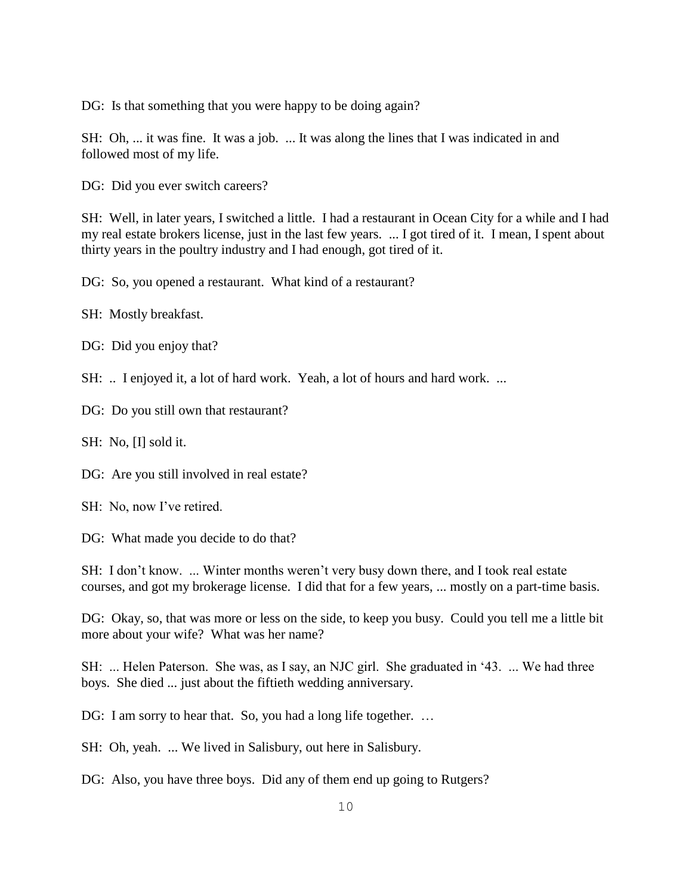DG: Is that something that you were happy to be doing again?

SH: Oh, ... it was fine. It was a job. ... It was along the lines that I was indicated in and followed most of my life.

DG: Did you ever switch careers?

SH: Well, in later years, I switched a little. I had a restaurant in Ocean City for a while and I had my real estate brokers license, just in the last few years. ... I got tired of it. I mean, I spent about thirty years in the poultry industry and I had enough, got tired of it.

DG: So, you opened a restaurant. What kind of a restaurant?

SH: Mostly breakfast.

DG: Did you enjoy that?

SH: .. I enjoyed it, a lot of hard work. Yeah, a lot of hours and hard work. ...

DG: Do you still own that restaurant?

SH: No, [I] sold it.

DG: Are you still involved in real estate?

SH: No, now I've retired.

DG: What made you decide to do that?

SH: I don't know. ... Winter months weren't very busy down there, and I took real estate courses, and got my brokerage license. I did that for a few years, ... mostly on a part-time basis.

DG: Okay, so, that was more or less on the side, to keep you busy. Could you tell me a little bit more about your wife? What was her name?

SH: ... Helen Paterson. She was, as I say, an NJC girl. She graduated in '43. ... We had three boys. She died ... just about the fiftieth wedding anniversary.

DG: I am sorry to hear that. So, you had a long life together. …

SH: Oh, yeah. ... We lived in Salisbury, out here in Salisbury.

DG: Also, you have three boys. Did any of them end up going to Rutgers?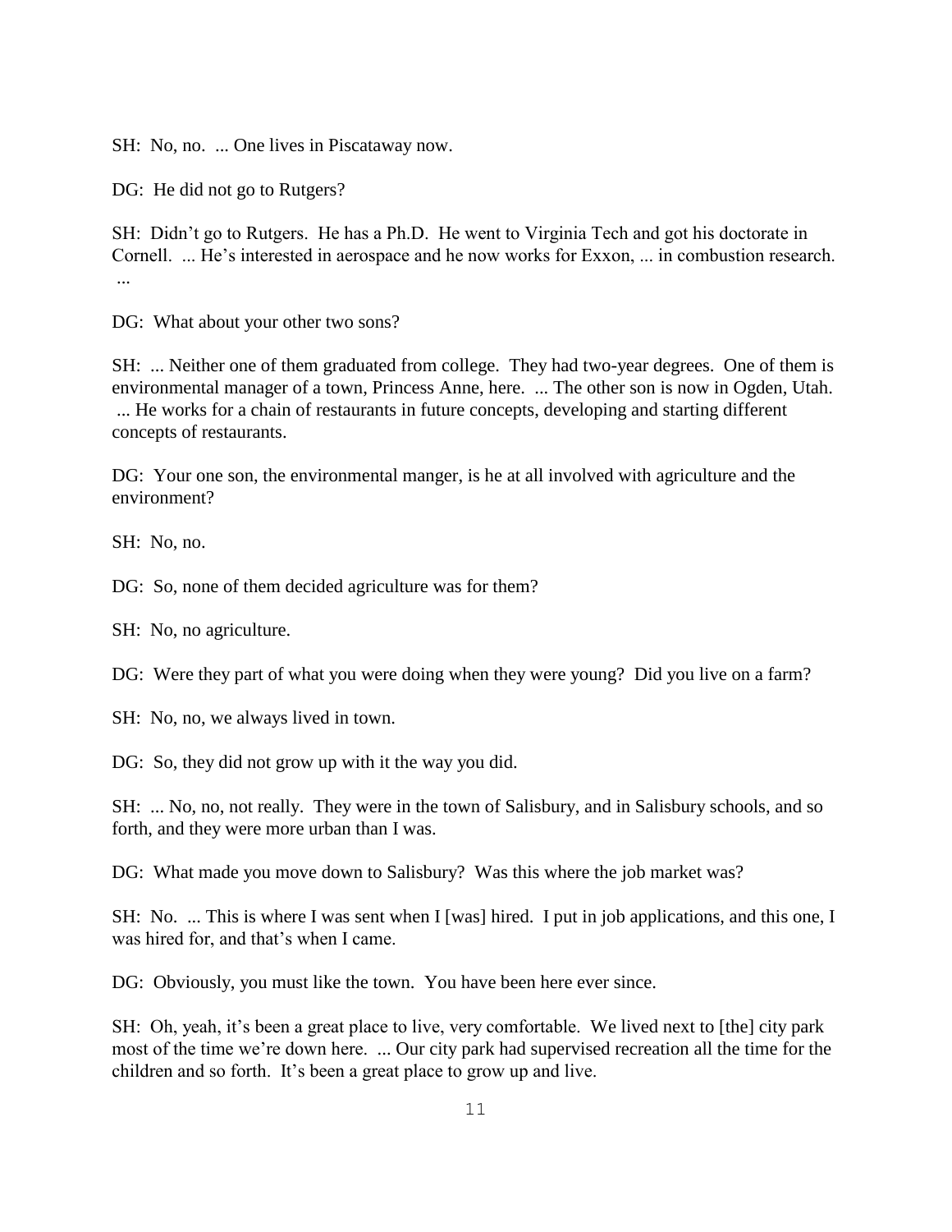SH: No, no. ... One lives in Piscataway now.

DG: He did not go to Rutgers?

SH: Didn't go to Rutgers. He has a Ph.D. He went to Virginia Tech and got his doctorate in Cornell. ... He's interested in aerospace and he now works for Exxon, ... in combustion research. ...

DG: What about your other two sons?

SH: ... Neither one of them graduated from college. They had two-year degrees. One of them is environmental manager of a town, Princess Anne, here. ... The other son is now in Ogden, Utah. ... He works for a chain of restaurants in future concepts, developing and starting different concepts of restaurants.

DG: Your one son, the environmental manger, is he at all involved with agriculture and the environment?

SH: No, no.

DG: So, none of them decided agriculture was for them?

SH: No, no agriculture.

DG: Were they part of what you were doing when they were young? Did you live on a farm?

SH: No, no, we always lived in town.

DG: So, they did not grow up with it the way you did.

SH: ... No, no, not really. They were in the town of Salisbury, and in Salisbury schools, and so forth, and they were more urban than I was.

DG: What made you move down to Salisbury? Was this where the job market was?

SH: No. ... This is where I was sent when I [was] hired. I put in job applications, and this one, I was hired for, and that's when I came.

DG: Obviously, you must like the town. You have been here ever since.

SH: Oh, yeah, it's been a great place to live, very comfortable. We lived next to [the] city park most of the time we're down here. ... Our city park had supervised recreation all the time for the children and so forth. It's been a great place to grow up and live.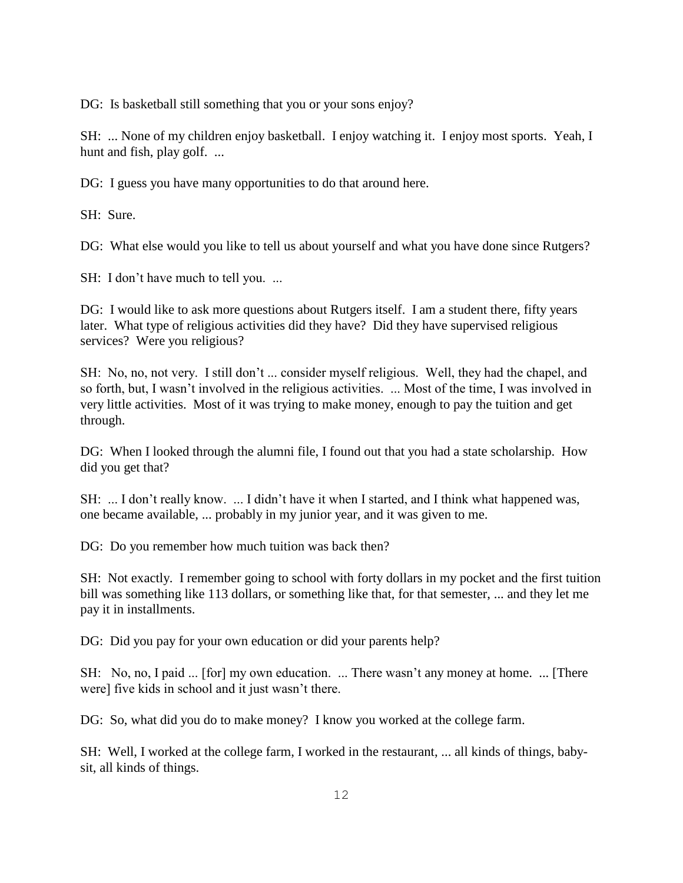DG: Is basketball still something that you or your sons enjoy?

SH: ... None of my children enjoy basketball. I enjoy watching it. I enjoy most sports. Yeah, I hunt and fish, play golf. ...

DG: I guess you have many opportunities to do that around here.

SH: Sure.

DG: What else would you like to tell us about yourself and what you have done since Rutgers?

SH: I don't have much to tell you. ...

DG: I would like to ask more questions about Rutgers itself. I am a student there, fifty years later. What type of religious activities did they have? Did they have supervised religious services? Were you religious?

SH: No, no, not very. I still don't ... consider myself religious. Well, they had the chapel, and so forth, but, I wasn't involved in the religious activities. ... Most of the time, I was involved in very little activities. Most of it was trying to make money, enough to pay the tuition and get through.

DG: When I looked through the alumni file, I found out that you had a state scholarship. How did you get that?

SH: ... I don't really know. ... I didn't have it when I started, and I think what happened was, one became available, ... probably in my junior year, and it was given to me.

DG: Do you remember how much tuition was back then?

SH: Not exactly. I remember going to school with forty dollars in my pocket and the first tuition bill was something like 113 dollars, or something like that, for that semester, ... and they let me pay it in installments.

DG: Did you pay for your own education or did your parents help?

SH: No, no, I paid ... [for] my own education. ... There wasn't any money at home. ... [There were] five kids in school and it just wasn't there.

DG: So, what did you do to make money? I know you worked at the college farm.

SH: Well, I worked at the college farm, I worked in the restaurant, ... all kinds of things, baby-sit, all kinds of things.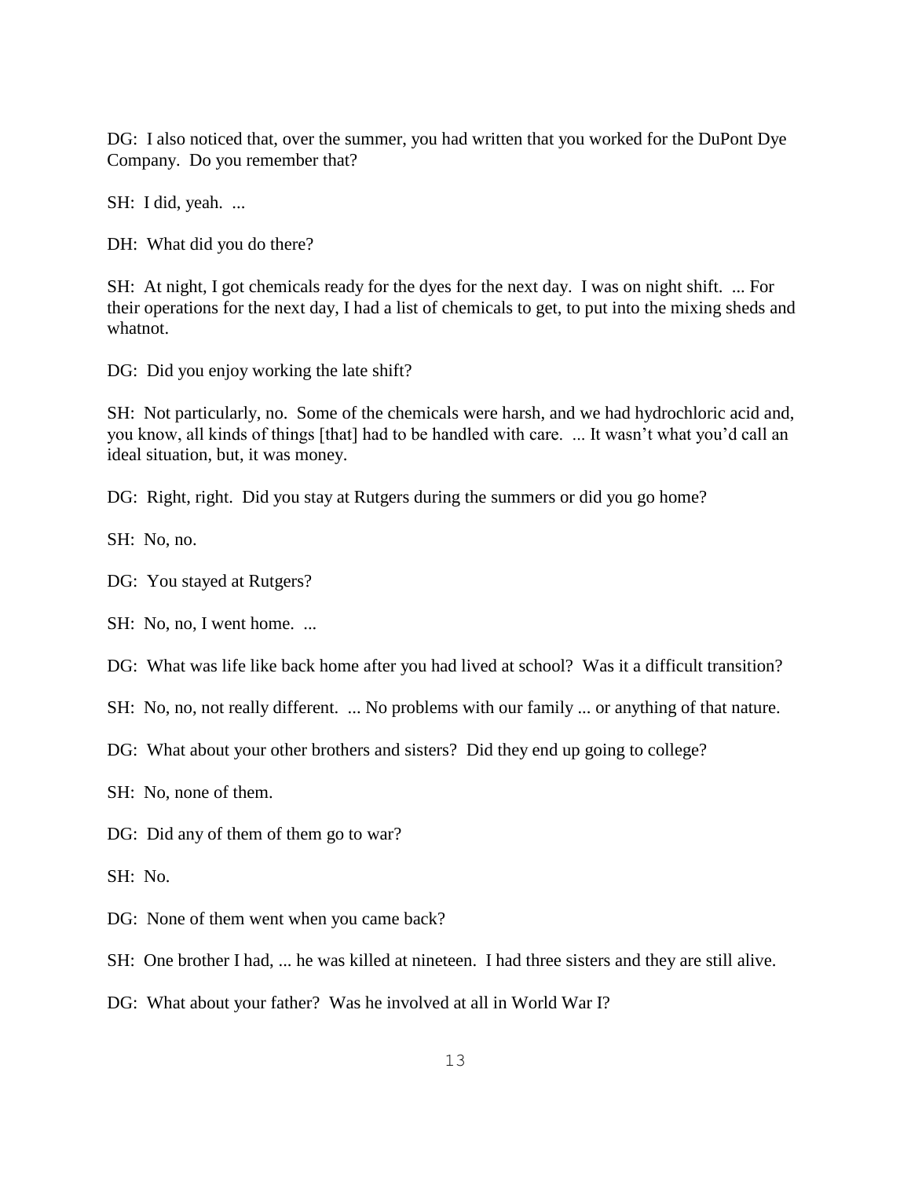DG: I also noticed that, over the summer, you had written that you worked for the DuPont Dye Company. Do you remember that?

SH: I did, yeah. ...

DH: What did you do there?

SH: At night, I got chemicals ready for the dyes for the next day. I was on night shift. ... For their operations for the next day, I had a list of chemicals to get, to put into the mixing sheds and whatnot.

DG: Did you enjoy working the late shift?

SH: Not particularly, no. Some of the chemicals were harsh, and we had hydrochloric acid and, you know, all kinds of things [that] had to be handled with care. ... It wasn't what you'd call an ideal situation, but, it was money.

DG: Right, right. Did you stay at Rutgers during the summers or did you go home?

SH: No, no.

DG: You stayed at Rutgers?

SH: No, no, I went home. ...

DG: What was life like back home after you had lived at school? Was it a difficult transition?

SH: No, no, not really different. ... No problems with our family ... or anything of that nature.

DG: What about your other brothers and sisters? Did they end up going to college?

SH: No, none of them.

DG: Did any of them of them go to war?

SH: No.

DG: None of them went when you came back?

SH: One brother I had, ... he was killed at nineteen. I had three sisters and they are still alive.

DG: What about your father? Was he involved at all in World War I?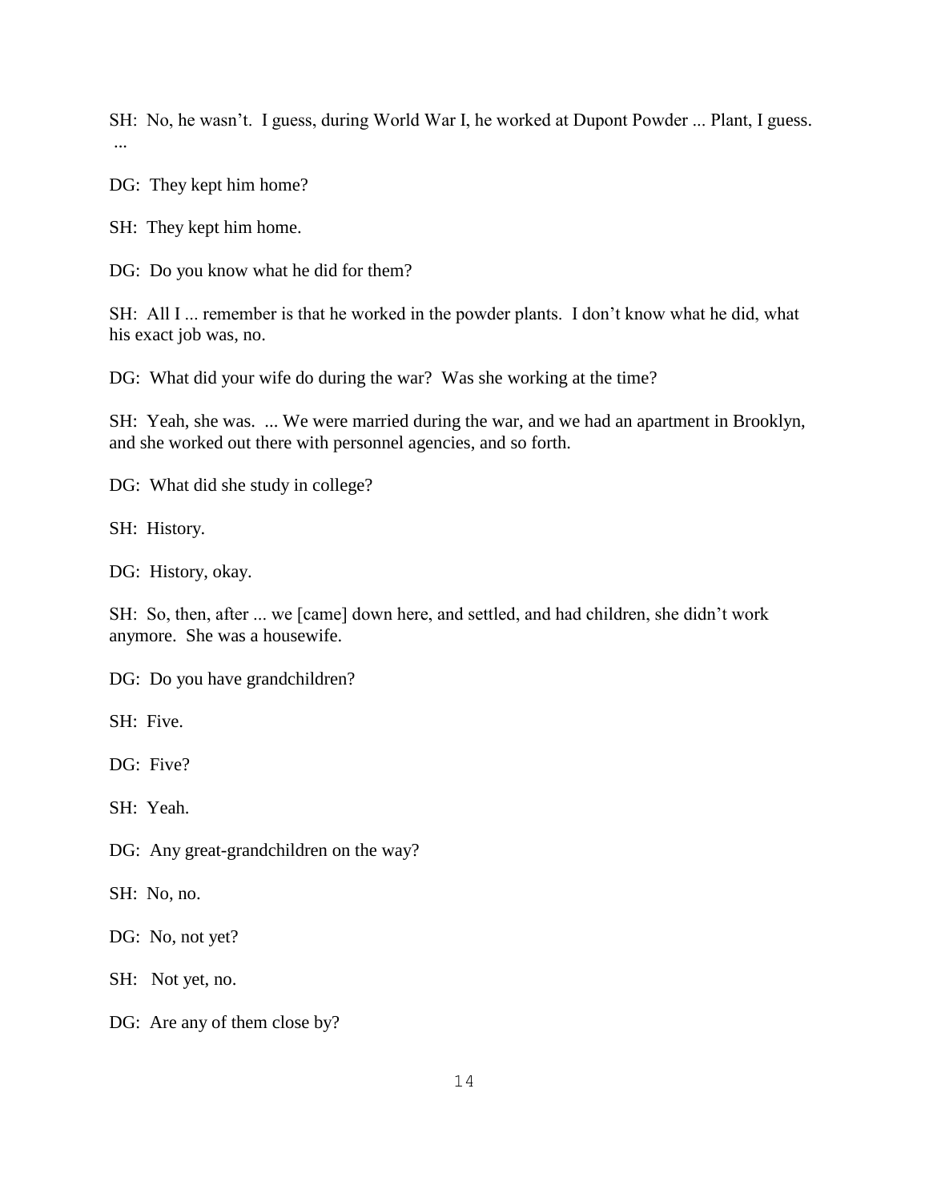SH: No, he wasn't. I guess, during World War I, he worked at Dupont Powder ... Plant, I guess. ...

DG: They kept him home?

SH: They kept him home.

DG: Do you know what he did for them?

SH: All I ... remember is that he worked in the powder plants. I don't know what he did, what his exact job was, no.

DG: What did your wife do during the war? Was she working at the time?

SH: Yeah, she was. ... We were married during the war, and we had an apartment in Brooklyn, and she worked out there with personnel agencies, and so forth.

DG: What did she study in college?

SH: History.

DG: History, okay.

SH: So, then, after ... we [came] down here, and settled, and had children, she didn't work anymore. She was a housewife.

DG: Do you have grandchildren?

SH: Five.

DG: Five?

SH: Yeah.

DG: Any great-grandchildren on the way?

SH: No, no.

DG: No, not yet?

SH: Not yet, no.

DG: Are any of them close by?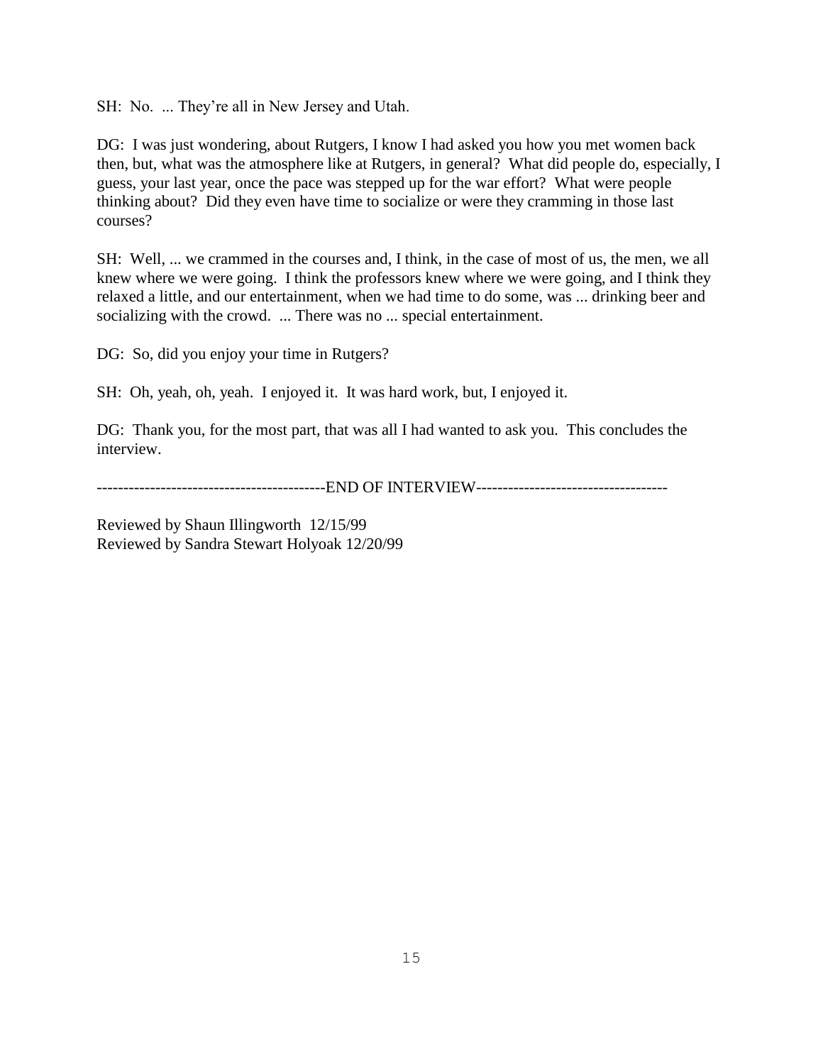SH: No. ... They're all in New Jersey and Utah.

DG: I was just wondering, about Rutgers, I know I had asked you how you met women back then, but, what was the atmosphere like at Rutgers, in general? What did people do, especially, I guess, your last year, once the pace was stepped up for the war effort? What were people thinking about? Did they even have time to socialize or were they cramming in those last courses?

SH: Well, ... we crammed in the courses and, I think, in the case of most of us, the men, we all knew where we were going. I think the professors knew where we were going, and I think they relaxed a little, and our entertainment, when we had time to do some, was ... drinking beer and socializing with the crowd. ... There was no ... special entertainment.

DG: So, did you enjoy your time in Rutgers?

SH: Oh, yeah, oh, yeah. I enjoyed it. It was hard work, but, I enjoyed it.

DG: Thank you, for the most part, that was all I had wanted to ask you. This concludes the interview.

-------------------------------------------END OF INTERVIEW------------------------------------

Reviewed by Shaun Illingworth 12/15/99
Reviewed by Sandra Stewart Holyoak 12/20/99